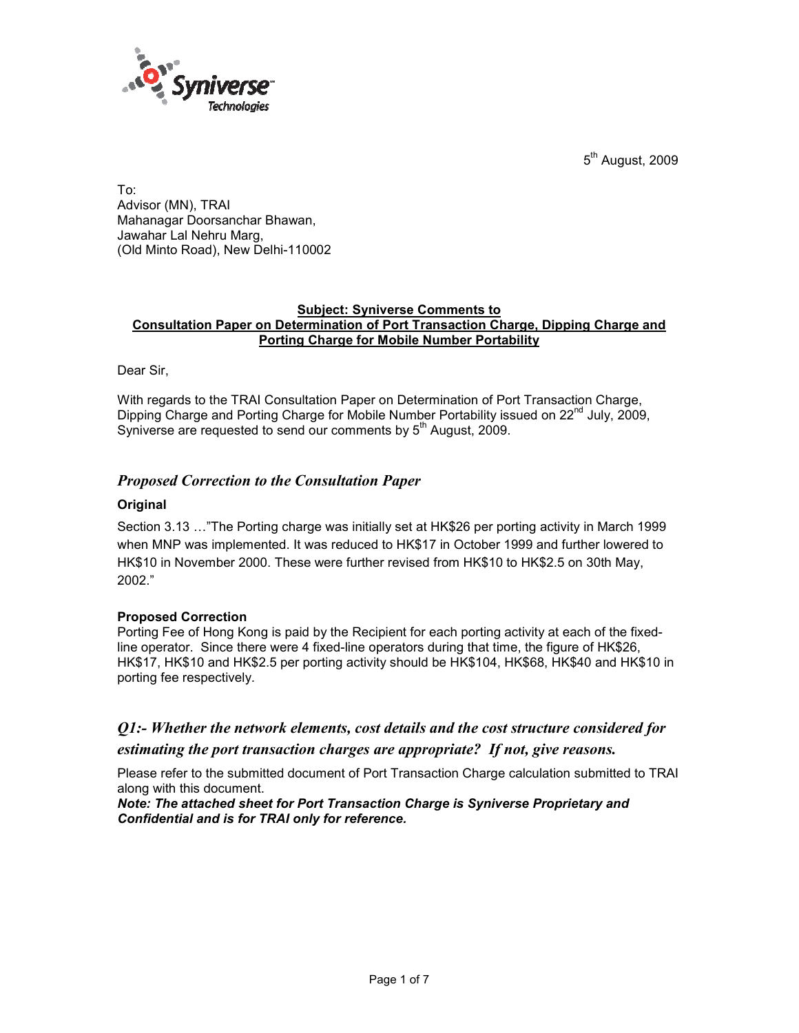Syniverse Technologies

5th August, 2009

To:
Advisor (MN), TRAI
Mahanagar Doorsanchar Bhawan,
Jawahar Lal Nehru Marg,
(Old Minto Road), New Delhi-110002

**Subject: Syniverse Comments to Consultation Paper on Determination of Port Transaction Charge, Dipping Charge and Porting Charge for Mobile Number Portability**

Dear Sir,

With regards to the TRAI Consultation Paper on Determination of Port Transaction Charge, Dipping Charge and Porting Charge for Mobile Number Portability issued on 22nd July, 2009, Syniverse are requested to send our comments by 5th August, 2009.

## *Proposed Correction to the Consultation Paper*

### Original

Section 3.13 …"The Porting charge was initially set at HK$26 per porting activity in March 1999 when MNP was implemented. It was reduced to HK$17 in October 1999 and further lowered to HK$10 in November 2000. These were further revised from HK$10 to HK$2.5 on 30th May, 2002."

### Proposed Correction

Porting Fee of Hong Kong is paid by the Recipient for each porting activity at each of the fixed-line operator. Since there were 4 fixed-line operators during that time, the figure of HK$26, HK$17, HK$10 and HK$2.5 per porting activity should be HK$104, HK$68, HK$40 and HK$10 in porting fee respectively.

## *Q1:- Whether the network elements, cost details and the cost structure considered for estimating the port transaction charges are appropriate? If not, give reasons.*

Please refer to the submitted document of Port Transaction Charge calculation submitted to TRAI along with this document.

***Note: The attached sheet for Port Transaction Charge is Syniverse Proprietary and Confidential and is for TRAI only for reference.***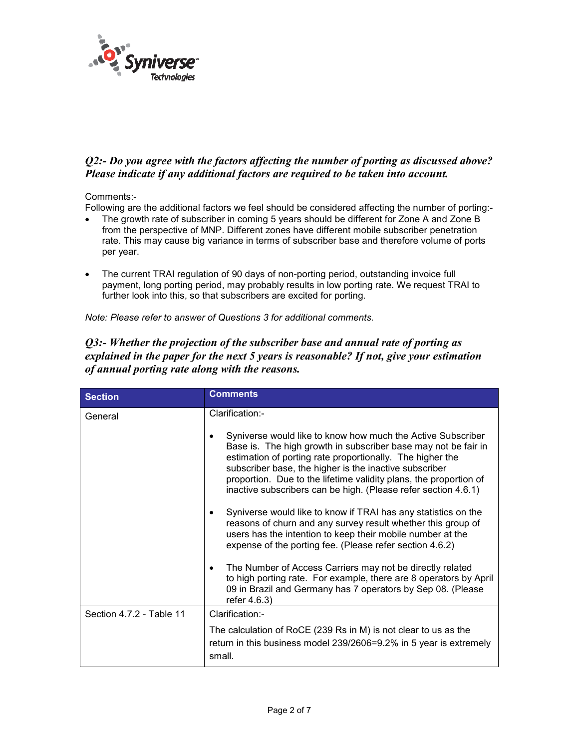### *Q2:- Do you agree with the factors affecting the number of porting as discussed above? Please indicate if any additional factors are required to be taken into account.*

Comments:-

Following are the additional factors we feel should be considered affecting the number of porting:-

- The growth rate of subscriber in coming 5 years should be different for Zone A and Zone B from the perspective of MNP. Different zones have different mobile subscriber penetration rate. This may cause big variance in terms of subscriber base and therefore volume of ports per year.

- The current TRAI regulation of 90 days of non-porting period, outstanding invoice full payment, long porting period, may probably results in low porting rate. We request TRAI to further look into this, so that subscribers are excited for porting.

*Note: Please refer to answer of Questions 3 for additional comments.*

### *Q3:- Whether the projection of the subscriber base and annual rate of porting as explained in the paper for the next 5 years is reasonable? If not, give your estimation of annual porting rate along with the reasons.*

| Section | Comments |
|---|---|
| General | Clarification:-<br><br>• Syniverse would like to know how much the Active Subscriber Base is. The high growth in subscriber base may not be fair in estimation of porting rate proportionally. The higher the subscriber base, the higher is the inactive subscriber proportion. Due to the lifetime validity plans, the proportion of inactive subscribers can be high. (Please refer section 4.6.1)<br><br>• Syniverse would like to know if TRAI has any statistics on the reasons of churn and any survey result whether this group of users has the intention to keep their mobile number at the expense of the porting fee. (Please refer section 4.6.2)<br><br>• The Number of Access Carriers may not be directly related to high porting rate. For example, there are 8 operators by April 09 in Brazil and Germany has 7 operators by Sep 08. (Please refer 4.6.3) |
| Section 4.7.2 - Table 11 | Clarification:-<br><br>The calculation of RoCE (239 Rs in M) is not clear to us as the return in this business model 239/2606=9.2% in 5 year is extremely small. |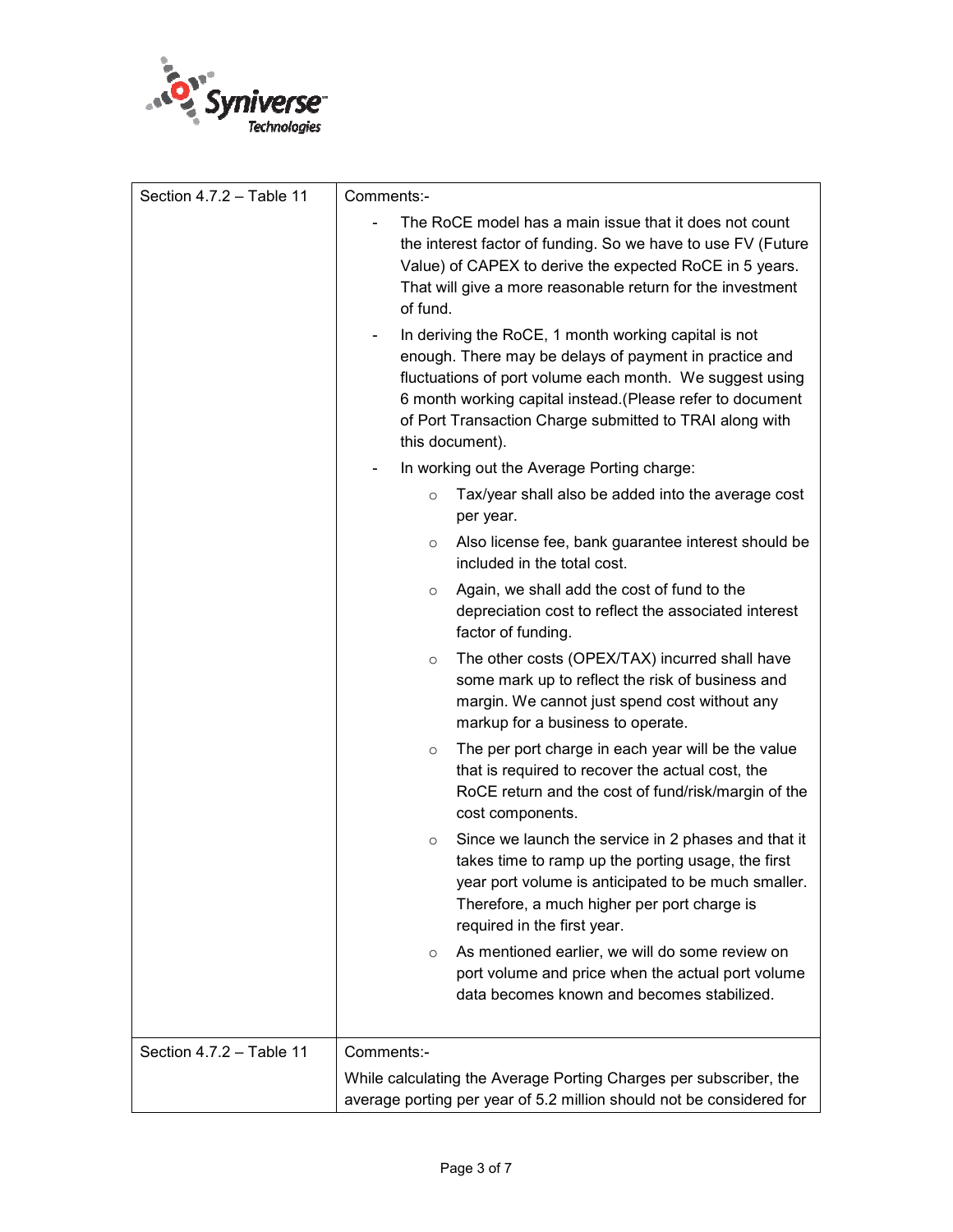| | |
|---|---|
| Section 4.7.2 – Table 11 | Comments:-<br><br>- The RoCE model has a main issue that it does not count the interest factor of funding. So we have to use FV (Future Value) of CAPEX to derive the expected RoCE in 5 years. That will give a more reasonable return for the investment of fund.<br>- In deriving the RoCE, 1 month working capital is not enough. There may be delays of payment in practice and fluctuations of port volume each month. We suggest using 6 month working capital instead.(Please refer to document of Port Transaction Charge submitted to TRAI along with this document).<br>- In working out the Average Porting charge:<br>  - Tax/year shall also be added into the average cost per year.<br>  - Also license fee, bank guarantee interest should be included in the total cost.<br>  - Again, we shall add the cost of fund to the depreciation cost to reflect the associated interest factor of funding.<br>  - The other costs (OPEX/TAX) incurred shall have some mark up to reflect the risk of business and margin. We cannot just spend cost without any markup for a business to operate.<br>  - The per port charge in each year will be the value that is required to recover the actual cost, the RoCE return and the cost of fund/risk/margin of the cost components.<br>  - Since we launch the service in 2 phases and that it takes time to ramp up the porting usage, the first year port volume is anticipated to be much smaller. Therefore, a much higher per port charge is required in the first year.<br>  - As mentioned earlier, we will do some review on port volume and price when the actual port volume data becomes known and becomes stabilized. |
| Section 4.7.2 – Table 11 | Comments:-<br><br>While calculating the Average Porting Charges per subscriber, the average porting per year of 5.2 million should not be considered for |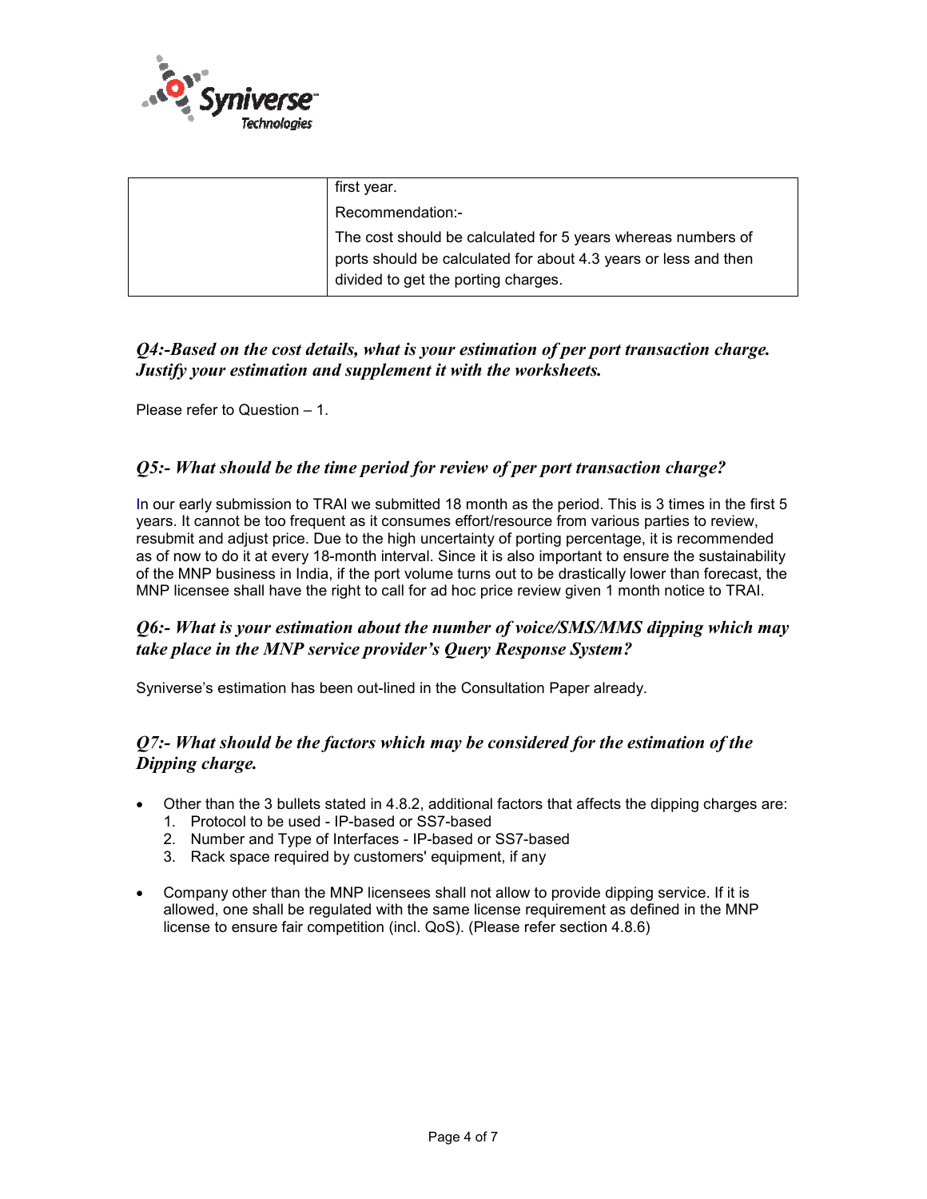| | |
|---|---|
| | first year.<br><br>Recommendation:-<br><br>The cost should be calculated for 5 years whereas numbers of ports should be calculated for about 4.3 years or less and then divided to get the porting charges. |

### *Q4:-Based on the cost details, what is your estimation of per port transaction charge. Justify your estimation and supplement it with the worksheets.*

Please refer to Question – 1.

### *Q5:- What should be the time period for review of per port transaction charge?*

In our early submission to TRAI we submitted 18 month as the period. This is 3 times in the first 5 years. It cannot be too frequent as it consumes effort/resource from various parties to review, resubmit and adjust price. Due to the high uncertainty of porting percentage, it is recommended as of now to do it at every 18-month interval. Since it is also important to ensure the sustainability of the MNP business in India, if the port volume turns out to be drastically lower than forecast, the MNP licensee shall have the right to call for ad hoc price review given 1 month notice to TRAI.

### *Q6:- What is your estimation about the number of voice/SMS/MMS dipping which may take place in the MNP service provider's Query Response System?*

Syniverse's estimation has been out-lined in the Consultation Paper already.

### *Q7:- What should be the factors which may be considered for the estimation of the Dipping charge.*

- Other than the 3 bullets stated in 4.8.2, additional factors that affects the dipping charges are:
  1. Protocol to be used - IP-based or SS7-based
  2. Number and Type of Interfaces - IP-based or SS7-based
  3. Rack space required by customers' equipment, if any
- Company other than the MNP licensees shall not allow to provide dipping service. If it is allowed, one shall be regulated with the same license requirement as defined in the MNP license to ensure fair competition (incl. QoS). (Please refer section 4.8.6)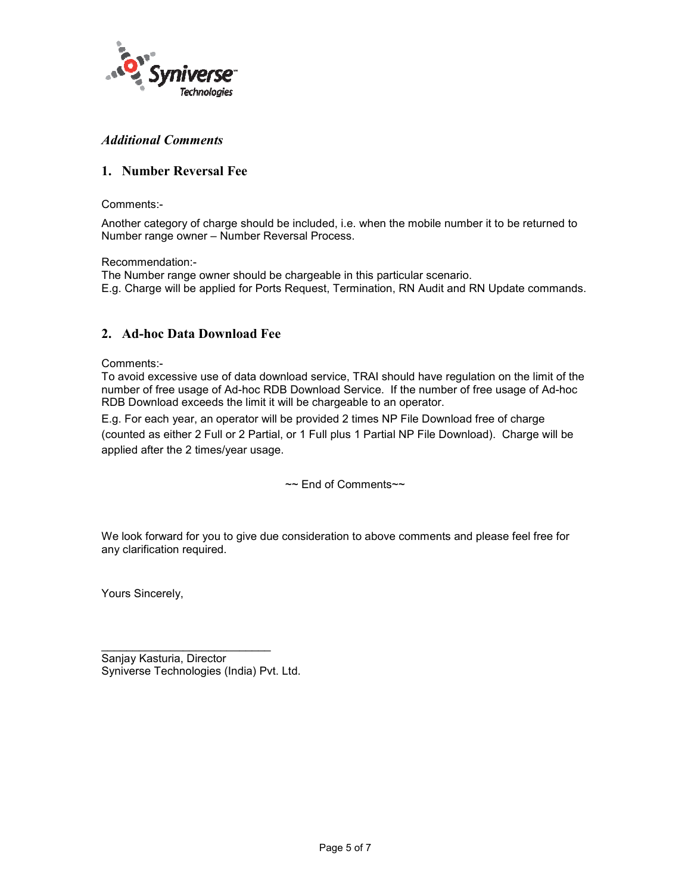*Additional Comments*

## 1. Number Reversal Fee

Comments:-

Another category of charge should be included, i.e. when the mobile number it to be returned to Number range owner – Number Reversal Process.

Recommendation:-
The Number range owner should be chargeable in this particular scenario.
E.g. Charge will be applied for Ports Request, Termination, RN Audit and RN Update commands.

## 2. Ad-hoc Data Download Fee

Comments:-
To avoid excessive use of data download service, TRAI should have regulation on the limit of the number of free usage of Ad-hoc RDB Download Service. If the number of free usage of Ad-hoc RDB Download exceeds the limit it will be chargeable to an operator.

E.g. For each year, an operator will be provided 2 times NP File Download free of charge (counted as either 2 Full or 2 Partial, or 1 Full plus 1 Partial NP File Download). Charge will be applied after the 2 times/year usage.

~~ End of Comments~~

We look forward for you to give due consideration to above comments and please feel free for any clarification required.

Yours Sincerely,

\_\_\_\_\_\_\_\_\_\_\_\_\_\_\_\_\_\_\_\_\_\_\_\_\_\_\_\_
Sanjay Kasturia, Director
Syniverse Technologies (India) Pvt. Ltd.